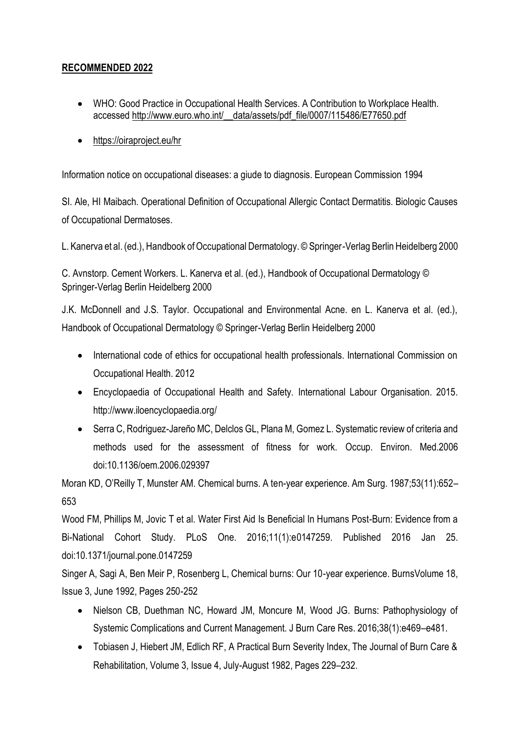**RECOMMENDED 2022**

- WHO: Good Practice in Occupational Health Services. A Contribution to Workplace Health. accessed http://www.euro.who.int/__data/assets/pdf_file/0007/115486/E77650.pdf
- https://oiraproject.eu/hr

Information notice on occupational diseases: a giude to diagnosis. European Commission 1994

SI. Ale, HI Maibach. Operational Definition of Occupational Allergic Contact Dermatitis. Biologic Causes of Occupational Dermatoses.

L. Kanerva et al. (ed.), Handbook of Occupational Dermatology. © Springer-Verlag Berlin Heidelberg 2000

C. Avnstorp. Cement Workers. L. Kanerva et al. (ed.), Handbook of Occupational Dermatology © Springer-Verlag Berlin Heidelberg 2000

J.K. McDonnell and J.S. Taylor. Occupational and Environmental Acne. en L. Kanerva et al. (ed.), Handbook of Occupational Dermatology © Springer-Verlag Berlin Heidelberg 2000

- International code of ethics for occupational health professionals. International Commission on Occupational Health. 2012
- Encyclopaedia of Occupational Health and Safety. International Labour Organisation. 2015. http://www.iloencyclopaedia.org/
- Serra C, Rodriguez-Jareño MC, Delclos GL, Plana M, Gomez L. Systematic review of criteria and methods used for the assessment of fitness for work. Occup. Environ. Med.2006 doi:10.1136/oem.2006.029397

Moran KD, O'Reilly T, Munster AM. Chemical burns. A ten-year experience. Am Surg. 1987;53(11):652–653

Wood FM, Phillips M, Jovic T et al. Water First Aid Is Beneficial In Humans Post-Burn: Evidence from a Bi-National Cohort Study. PLoS One. 2016;11(1):e0147259. Published 2016 Jan 25. doi:10.1371/journal.pone.0147259

Singer A, Sagi A, Ben Meir P, Rosenberg L, Chemical burns: Our 10-year experience. BurnsVolume 18, Issue 3, June 1992, Pages 250-252

- Nielson CB, Duethman NC, Howard JM, Moncure M, Wood JG. Burns: Pathophysiology of Systemic Complications and Current Management. J Burn Care Res. 2016;38(1):e469–e481.
- Tobiasen J, Hiebert JM, Edlich RF, A Practical Burn Severity Index, The Journal of Burn Care & Rehabilitation, Volume 3, Issue 4, July-August 1982, Pages 229–232.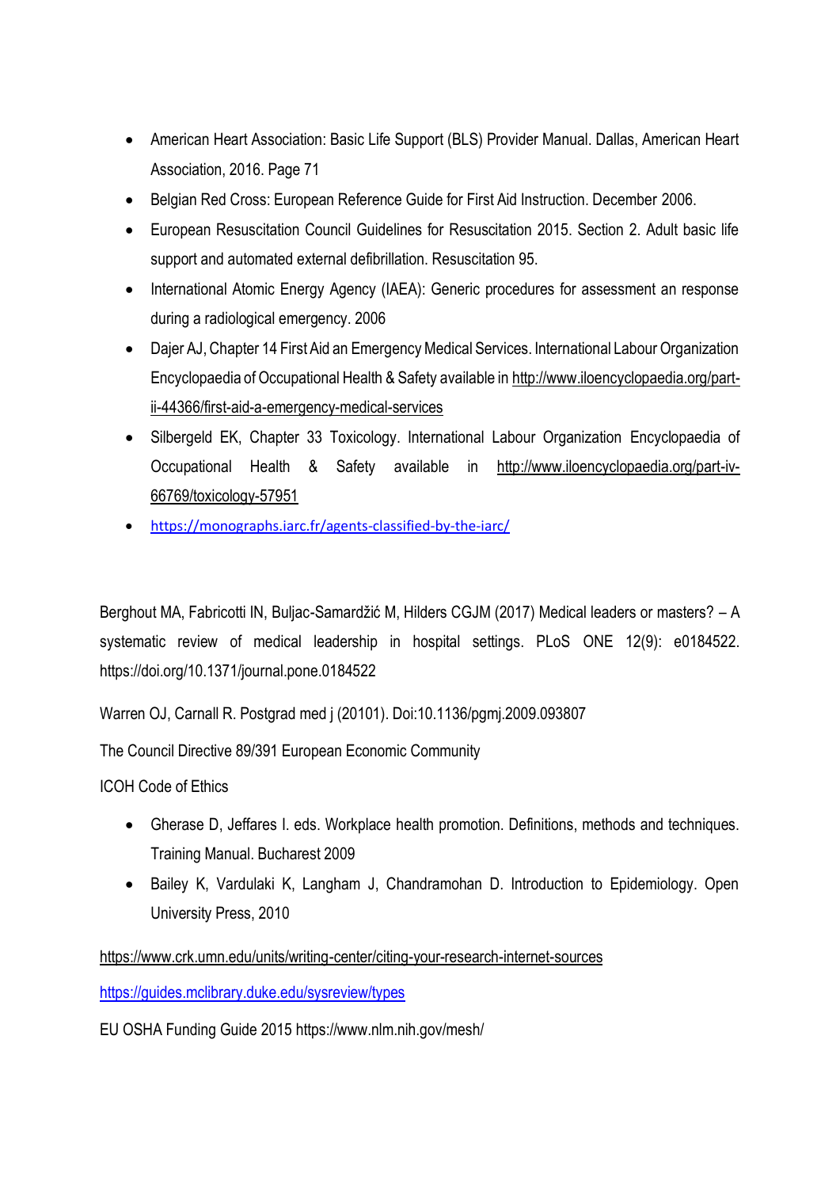- American Heart Association: Basic Life Support (BLS) Provider Manual. Dallas, American Heart Association, 2016. Page 71
- Belgian Red Cross: European Reference Guide for First Aid Instruction. December 2006.
- European Resuscitation Council Guidelines for Resuscitation 2015. Section 2. Adult basic life support and automated external defibrillation. Resuscitation 95.
- International Atomic Energy Agency (IAEA): Generic procedures for assessment an response during a radiological emergency. 2006
- Dajer AJ, Chapter 14 First Aid an Emergency Medical Services. International Labour Organization Encyclopaedia of Occupational Health & Safety available in http://www.iloencyclopaedia.org/part-ii-44366/first-aid-a-emergency-medical-services
- Silbergeld EK, Chapter 33 Toxicology. International Labour Organization Encyclopaedia of Occupational Health & Safety available in http://www.iloencyclopaedia.org/part-iv-66769/toxicology-57951
- https://monographs.iarc.fr/agents-classified-by-the-iarc/

Berghout MA, Fabricotti IN, Buljac-Samardžić M, Hilders CGJM (2017) Medical leaders or masters? – A systematic review of medical leadership in hospital settings. PLoS ONE 12(9): e0184522. https://doi.org/10.1371/journal.pone.0184522

Warren OJ, Carnall R. Postgrad med j (20101). Doi:10.1136/pgmj.2009.093807

The Council Directive 89/391 European Economic Community

ICOH Code of Ethics

- Gherase D, Jeffares I. eds. Workplace health promotion. Definitions, methods and techniques. Training Manual. Bucharest 2009
- Bailey K, Vardulaki K, Langham J, Chandramohan D. Introduction to Epidemiology. Open University Press, 2010

https://www.crk.umn.edu/units/writing-center/citing-your-research-internet-sources

https://guides.mclibrary.duke.edu/sysreview/types

EU OSHA Funding Guide 2015 https://www.nlm.nih.gov/mesh/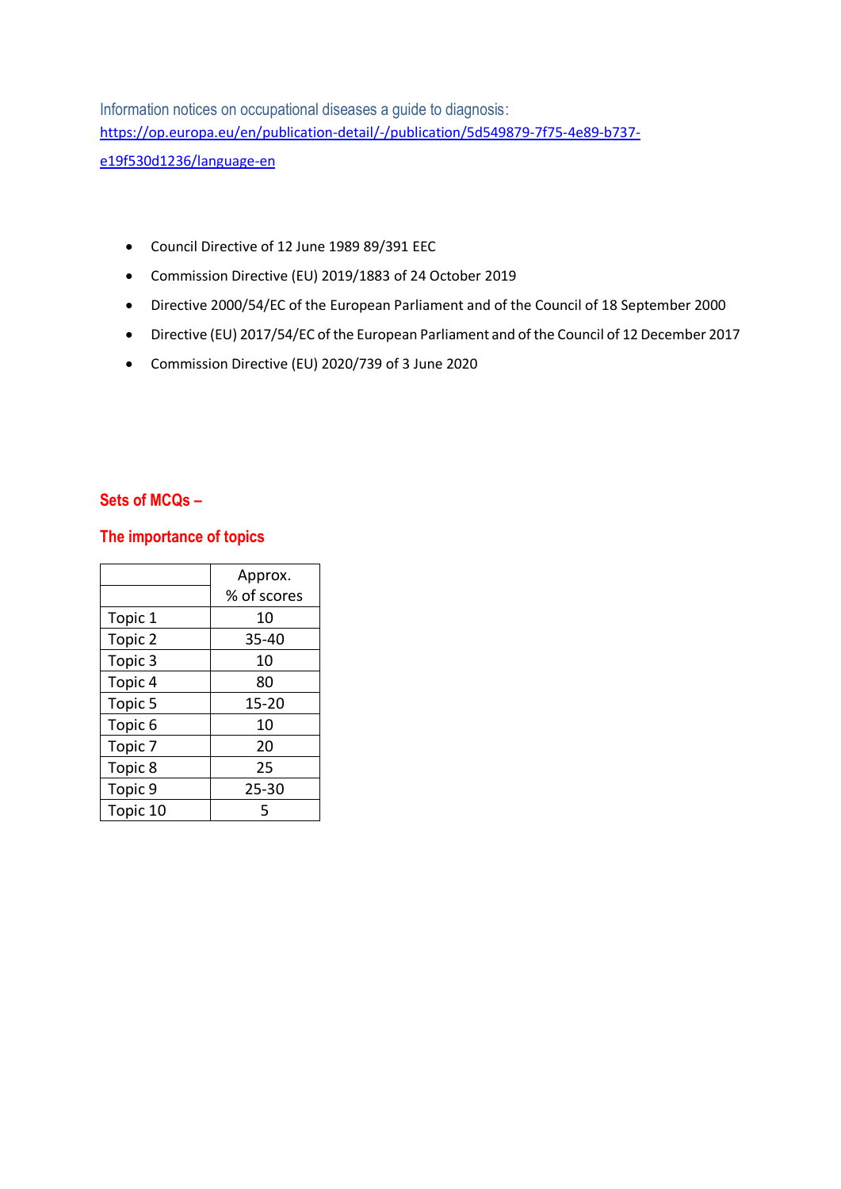Information notices on occupational diseases a guide to diagnosis: https://op.europa.eu/en/publication-detail/-/publication/5d549879-7f75-4e89-b737-e19f530d1236/language-en

- Council Directive of 12 June 1989 89/391 EEC
- Commission Directive (EU) 2019/1883 of 24 October 2019
- Directive 2000/54/EC of the European Parliament and of the Council of 18 September 2000
- Directive (EU) 2017/54/EC of the European Parliament and of the Council of 12 December 2017
- Commission Directive (EU) 2020/739 of 3 June 2020

## Sets of MCQs –

## The importance of topics

| | Approx. % of scores |
|---|---|
| Topic 1 | 10 |
| Topic 2 | 35-40 |
| Topic 3 | 10 |
| Topic 4 | 80 |
| Topic 5 | 15-20 |
| Topic 6 | 10 |
| Topic 7 | 20 |
| Topic 8 | 25 |
| Topic 9 | 25-30 |
| Topic 10 | 5 |